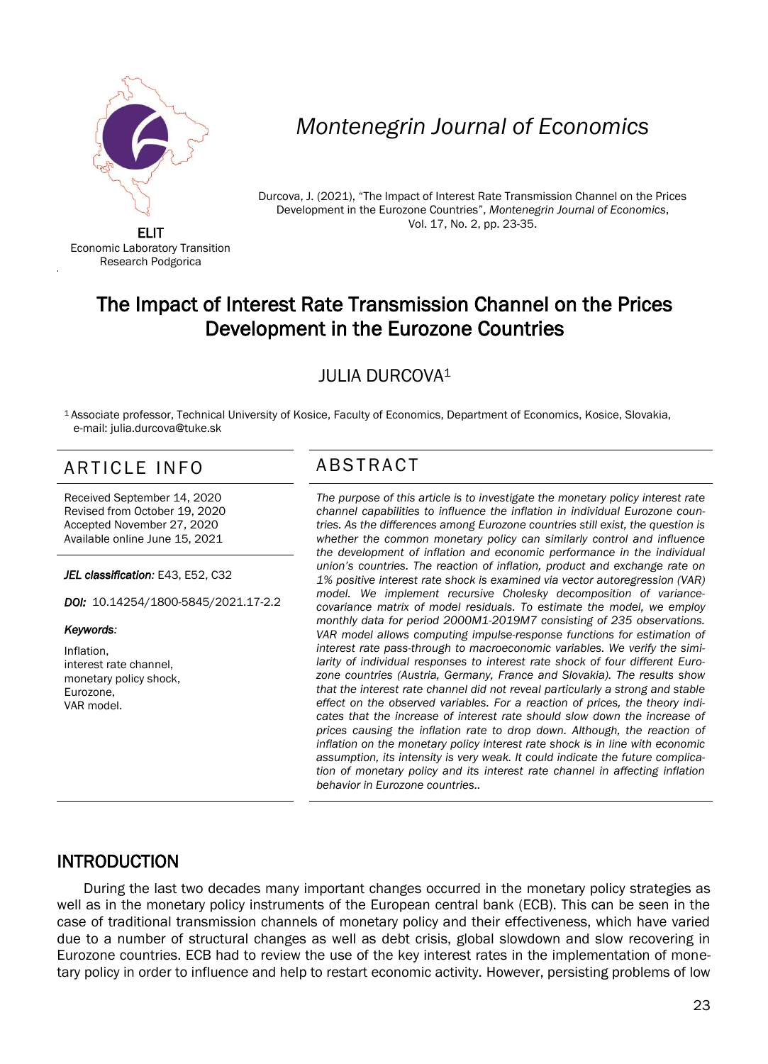Montenegrin Journal of Economics

ELIT
Economic Laboratory Transition
Research Podgorica

Durcova, J. (2021), "The Impact of Interest Rate Transmission Channel on the Prices Development in the Eurozone Countries", *Montenegrin Journal of Economics*, Vol. 17, No. 2, pp. 23-35.

# The Impact of Interest Rate Transmission Channel on the Prices Development in the Eurozone Countries

JULIA DURCOVA[1]

[1] Associate professor, Technical University of Kosice, Faculty of Economics, Department of Economics, Kosice, Slovakia, e-mail: julia.durcova@tuke.sk

## ARTICLE INFO

Received September 14, 2020
Revised from October 19, 2020
Accepted November 27, 2020
Available online June 15, 2021

***JEL classification:*** E43, E52, C32

***DOI:*** 10.14254/1800-5845/2021.17-2.2

***Keywords:***

Inflation,
interest rate channel,
monetary policy shock,
Eurozone,
VAR model.

## ABSTRACT

*The purpose of this article is to investigate the monetary policy interest rate channel capabilities to influence the inflation in individual Eurozone countries. As the differences among Eurozone countries still exist, the question is whether the common monetary policy can similarly control and influence the development of inflation and economic performance in the individual union's countries. The reaction of inflation, product and exchange rate on 1% positive interest rate shock is examined via vector autoregression (VAR) model. We implement recursive Cholesky decomposition of variance-covariance matrix of model residuals. To estimate the model, we employ monthly data for period 2000M1-2019M7 consisting of 235 observations. VAR model allows computing impulse-response functions for estimation of interest rate pass-through to macroeconomic variables. We verify the similarity of individual responses to interest rate shock of four different Eurozone countries (Austria, Germany, France and Slovakia). The results show that the interest rate channel did not reveal particularly a strong and stable effect on the observed variables. For a reaction of prices, the theory indicates that the increase of interest rate should slow down the increase of prices causing the inflation rate to drop down. Although, the reaction of inflation on the monetary policy interest rate shock is in line with economic assumption, its intensity is very weak. It could indicate the future complication of monetary policy and its interest rate channel in affecting inflation behavior in Eurozone countries..*

## INTRODUCTION

During the last two decades many important changes occurred in the monetary policy strategies as well as in the monetary policy instruments of the European central bank (ECB). This can be seen in the case of traditional transmission channels of monetary policy and their effectiveness, which have varied due to a number of structural changes as well as debt crisis, global slowdown and slow recovering in Eurozone countries. ECB had to review the use of the key interest rates in the implementation of monetary policy in order to influence and help to restart economic activity. However, persisting problems of low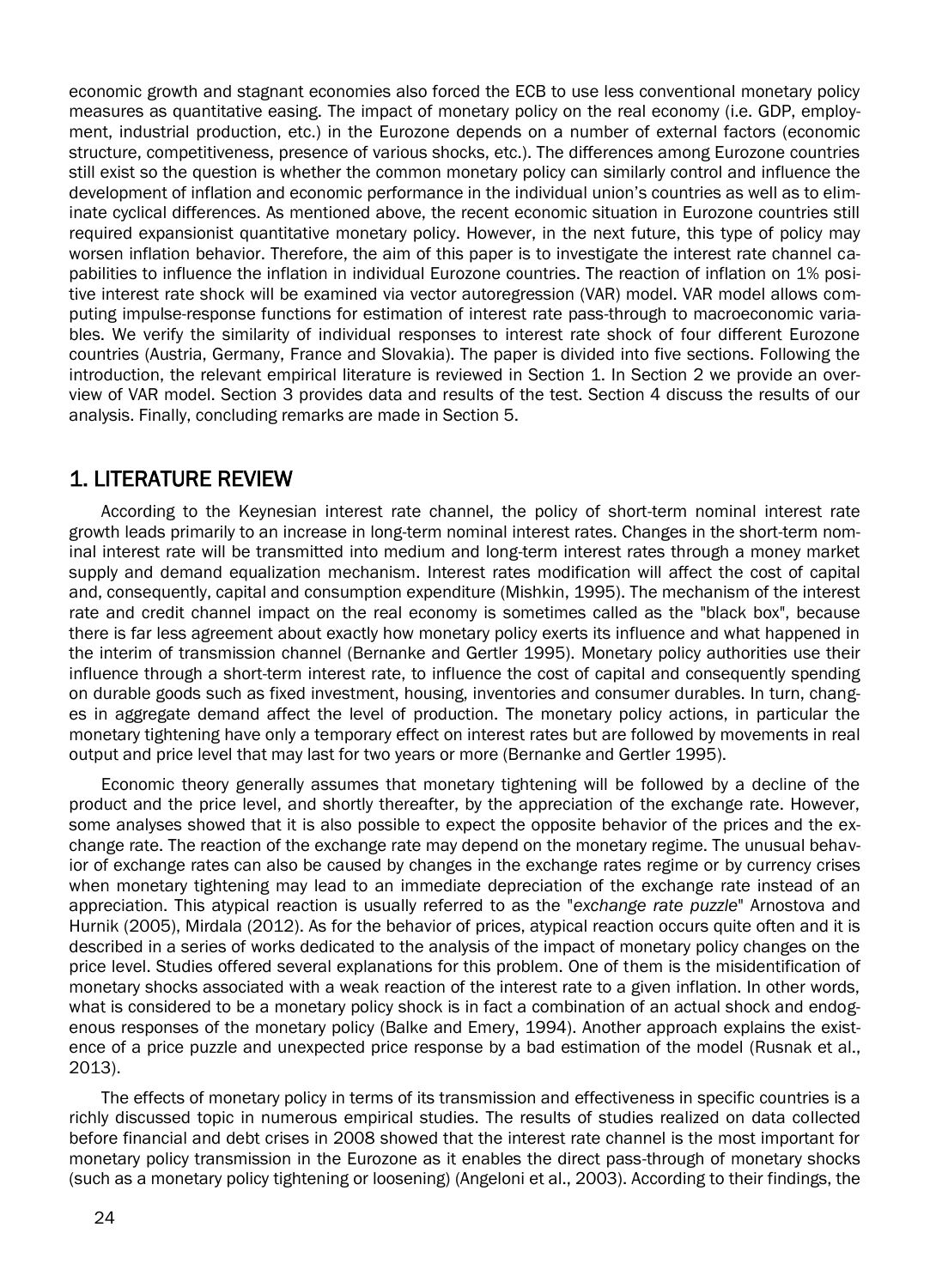economic growth and stagnant economies also forced the ECB to use less conventional monetary policy measures as quantitative easing. The impact of monetary policy on the real economy (i.e. GDP, employment, industrial production, etc.) in the Eurozone depends on a number of external factors (economic structure, competitiveness, presence of various shocks, etc.). The differences among Eurozone countries still exist so the question is whether the common monetary policy can similarly control and influence the development of inflation and economic performance in the individual union's countries as well as to eliminate cyclical differences. As mentioned above, the recent economic situation in Eurozone countries still required expansionist quantitative monetary policy. However, in the next future, this type of policy may worsen inflation behavior. Therefore, the aim of this paper is to investigate the interest rate channel capabilities to influence the inflation in individual Eurozone countries. The reaction of inflation on 1% positive interest rate shock will be examined via vector autoregression (VAR) model. VAR model allows computing impulse-response functions for estimation of interest rate pass-through to macroeconomic variables. We verify the similarity of individual responses to interest rate shock of four different Eurozone countries (Austria, Germany, France and Slovakia). The paper is divided into five sections. Following the introduction, the relevant empirical literature is reviewed in Section 1. In Section 2 we provide an overview of VAR model. Section 3 provides data and results of the test. Section 4 discuss the results of our analysis. Finally, concluding remarks are made in Section 5.

## 1. LITERATURE REVIEW

According to the Keynesian interest rate channel, the policy of short-term nominal interest rate growth leads primarily to an increase in long-term nominal interest rates. Changes in the short-term nominal interest rate will be transmitted into medium and long-term interest rates through a money market supply and demand equalization mechanism. Interest rates modification will affect the cost of capital and, consequently, capital and consumption expenditure (Mishkin, 1995). The mechanism of the interest rate and credit channel impact on the real economy is sometimes called as the "black box", because there is far less agreement about exactly how monetary policy exerts its influence and what happened in the interim of transmission channel (Bernanke and Gertler 1995). Monetary policy authorities use their influence through a short-term interest rate, to influence the cost of capital and consequently spending on durable goods such as fixed investment, housing, inventories and consumer durables. In turn, changes in aggregate demand affect the level of production. The monetary policy actions, in particular the monetary tightening have only a temporary effect on interest rates but are followed by movements in real output and price level that may last for two years or more (Bernanke and Gertler 1995).

Economic theory generally assumes that monetary tightening will be followed by a decline of the product and the price level, and shortly thereafter, by the appreciation of the exchange rate. However, some analyses showed that it is also possible to expect the opposite behavior of the prices and the exchange rate. The reaction of the exchange rate may depend on the monetary regime. The unusual behavior of exchange rates can also be caused by changes in the exchange rates regime or by currency crises when monetary tightening may lead to an immediate depreciation of the exchange rate instead of an appreciation. This atypical reaction is usually referred to as the "*exchange rate puzzle*" Arnostova and Hurnik (2005), Mirdala (2012). As for the behavior of prices, atypical reaction occurs quite often and it is described in a series of works dedicated to the analysis of the impact of monetary policy changes on the price level. Studies offered several explanations for this problem. One of them is the misidentification of monetary shocks associated with a weak reaction of the interest rate to a given inflation. In other words, what is considered to be a monetary policy shock is in fact a combination of an actual shock and endogenous responses of the monetary policy (Balke and Emery, 1994). Another approach explains the existence of a price puzzle and unexpected price response by a bad estimation of the model (Rusnak et al., 2013).

The effects of monetary policy in terms of its transmission and effectiveness in specific countries is a richly discussed topic in numerous empirical studies. The results of studies realized on data collected before financial and debt crises in 2008 showed that the interest rate channel is the most important for monetary policy transmission in the Eurozone as it enables the direct pass-through of monetary shocks (such as a monetary policy tightening or loosening) (Angeloni et al., 2003). According to their findings, the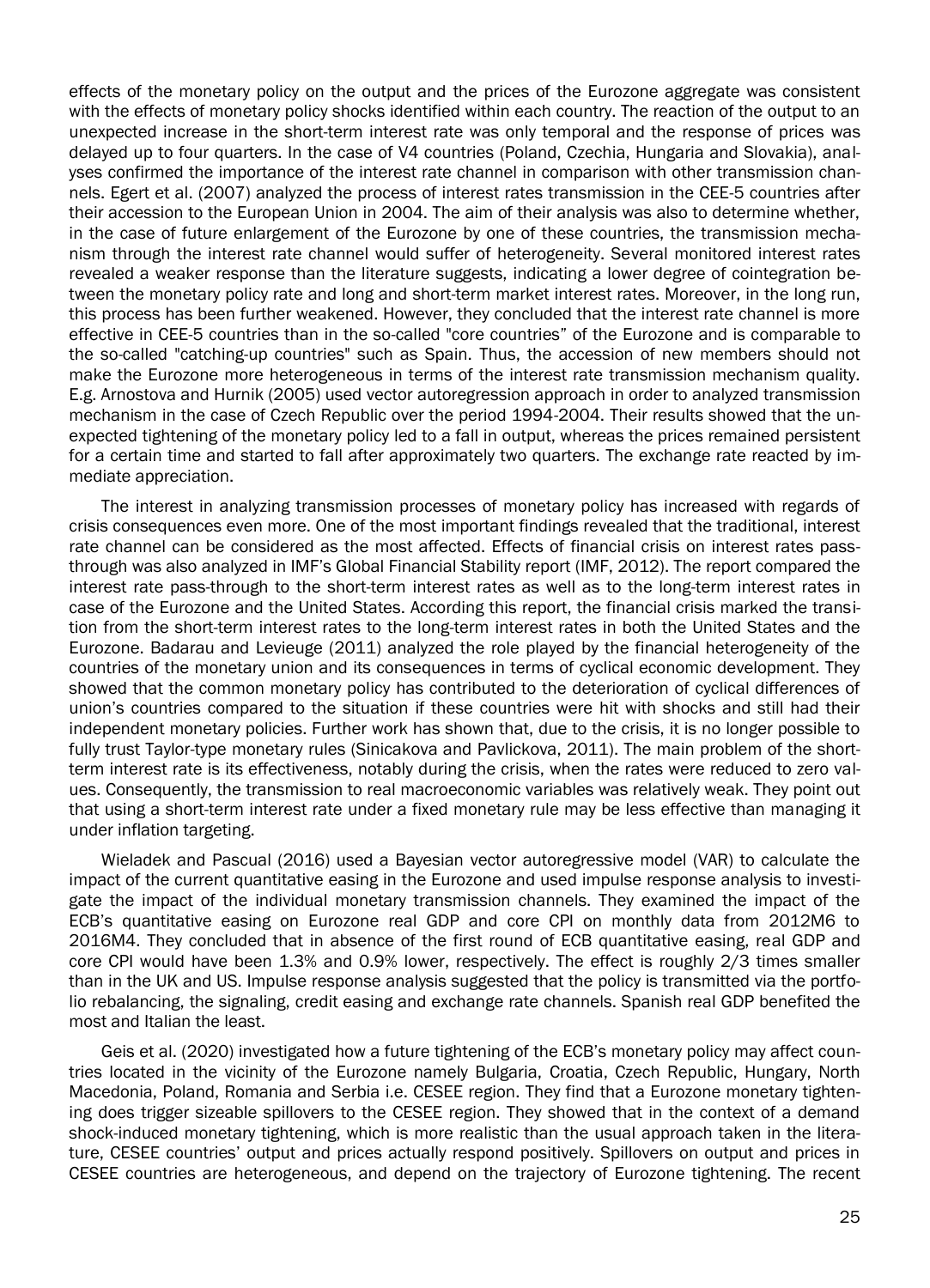effects of the monetary policy on the output and the prices of the Eurozone aggregate was consistent with the effects of monetary policy shocks identified within each country. The reaction of the output to an unexpected increase in the short-term interest rate was only temporal and the response of prices was delayed up to four quarters. In the case of V4 countries (Poland, Czechia, Hungaria and Slovakia), analyses confirmed the importance of the interest rate channel in comparison with other transmission channels. Egert et al. (2007) analyzed the process of interest rates transmission in the CEE-5 countries after their accession to the European Union in 2004. The aim of their analysis was also to determine whether, in the case of future enlargement of the Eurozone by one of these countries, the transmission mechanism through the interest rate channel would suffer of heterogeneity. Several monitored interest rates revealed a weaker response than the literature suggests, indicating a lower degree of cointegration between the monetary policy rate and long and short-term market interest rates. Moreover, in the long run, this process has been further weakened. However, they concluded that the interest rate channel is more effective in CEE-5 countries than in the so-called "core countries" of the Eurozone and is comparable to the so-called "catching-up countries" such as Spain. Thus, the accession of new members should not make the Eurozone more heterogeneous in terms of the interest rate transmission mechanism quality. E.g. Arnostova and Hurnik (2005) used vector autoregression approach in order to analyzed transmission mechanism in the case of Czech Republic over the period 1994-2004. Their results showed that the unexpected tightening of the monetary policy led to a fall in output, whereas the prices remained persistent for a certain time and started to fall after approximately two quarters. The exchange rate reacted by immediate appreciation.

The interest in analyzing transmission processes of monetary policy has increased with regards of crisis consequences even more. One of the most important findings revealed that the traditional, interest rate channel can be considered as the most affected. Effects of financial crisis on interest rates pass-through was also analyzed in IMF's Global Financial Stability report (IMF, 2012). The report compared the interest rate pass-through to the short-term interest rates as well as to the long-term interest rates in case of the Eurozone and the United States. According this report, the financial crisis marked the transition from the short-term interest rates to the long-term interest rates in both the United States and the Eurozone. Badarau and Levieuge (2011) analyzed the role played by the financial heterogeneity of the countries of the monetary union and its consequences in terms of cyclical economic development. They showed that the common monetary policy has contributed to the deterioration of cyclical differences of union's countries compared to the situation if these countries were hit with shocks and still had their independent monetary policies. Further work has shown that, due to the crisis, it is no longer possible to fully trust Taylor-type monetary rules (Sinicakova and Pavlickova, 2011). The main problem of the short-term interest rate is its effectiveness, notably during the crisis, when the rates were reduced to zero values. Consequently, the transmission to real macroeconomic variables was relatively weak. They point out that using a short-term interest rate under a fixed monetary rule may be less effective than managing it under inflation targeting.

Wieladek and Pascual (2016) used a Bayesian vector autoregressive model (VAR) to calculate the impact of the current quantitative easing in the Eurozone and used impulse response analysis to investigate the impact of the individual monetary transmission channels. They examined the impact of the ECB's quantitative easing on Eurozone real GDP and core CPI on monthly data from 2012M6 to 2016M4. They concluded that in absence of the first round of ECB quantitative easing, real GDP and core CPI would have been 1.3% and 0.9% lower, respectively. The effect is roughly 2/3 times smaller than in the UK and US. Impulse response analysis suggested that the policy is transmitted via the portfolio rebalancing, the signaling, credit easing and exchange rate channels. Spanish real GDP benefited the most and Italian the least.

Geis et al. (2020) investigated how a future tightening of the ECB's monetary policy may affect countries located in the vicinity of the Eurozone namely Bulgaria, Croatia, Czech Republic, Hungary, North Macedonia, Poland, Romania and Serbia i.e. CESEE region. They find that a Eurozone monetary tightening does trigger sizeable spillovers to the CESEE region. They showed that in the context of a demand shock-induced monetary tightening, which is more realistic than the usual approach taken in the literature, CESEE countries' output and prices actually respond positively. Spillovers on output and prices in CESEE countries are heterogeneous, and depend on the trajectory of Eurozone tightening. The recent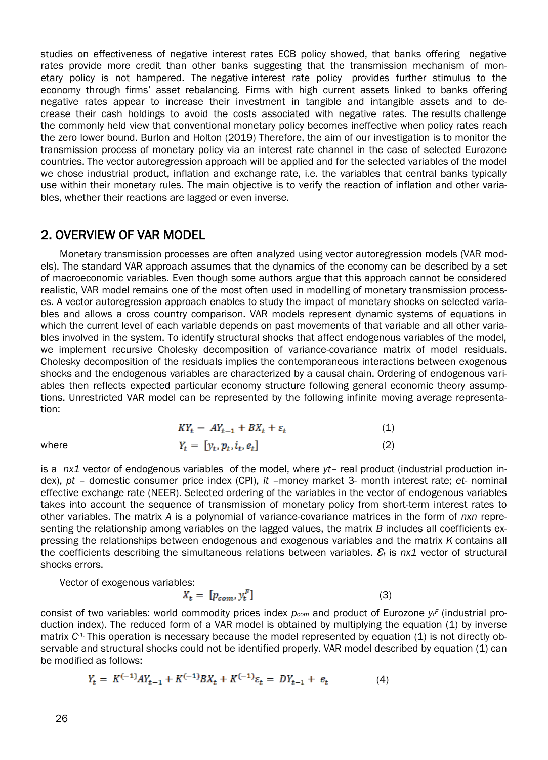studies on effectiveness of negative interest rates ECB policy showed, that banks offering negative rates provide more credit than other banks suggesting that the transmission mechanism of monetary policy is not hampered. The negative interest rate policy provides further stimulus to the economy through firms' asset rebalancing. Firms with high current assets linked to banks offering negative rates appear to increase their investment in tangible and intangible assets and to decrease their cash holdings to avoid the costs associated with negative rates. The results challenge the commonly held view that conventional monetary policy becomes ineffective when policy rates reach the zero lower bound. Burlon and Holton (2019) Therefore, the aim of our investigation is to monitor the transmission process of monetary policy via an interest rate channel in the case of selected Eurozone countries. The vector autoregression approach will be applied and for the selected variables of the model we chose industrial product, inflation and exchange rate, i.e. the variables that central banks typically use within their monetary rules. The main objective is to verify the reaction of inflation and other variables, whether their reactions are lagged or even inverse.

## 2. OVERVIEW OF VAR MODEL

Monetary transmission processes are often analyzed using vector autoregression models (VAR models). The standard VAR approach assumes that the dynamics of the economy can be described by a set of macroeconomic variables. Even though some authors argue that this approach cannot be considered realistic, VAR model remains one of the most often used in modelling of monetary transmission processes. A vector autoregression approach enables to study the impact of monetary shocks on selected variables and allows a cross country comparison. VAR models represent dynamic systems of equations in which the current level of each variable depends on past movements of that variable and all other variables involved in the system. To identify structural shocks that affect endogenous variables of the model, we implement recursive Cholesky decomposition of variance-covariance matrix of model residuals. Cholesky decomposition of the residuals implies the contemporaneous interactions between exogenous shocks and the endogenous variables are characterized by a causal chain. Ordering of endogenous variables then reflects expected particular economy structure following general economic theory assumptions. Unrestricted VAR model can be represented by the following infinite moving average representation:

$$KY_t = AY_{t-1} + BX_t + \varepsilon_t \tag{1}$$

where

$$Y_t = [y_t, p_t, i_t, e_t] \tag{2}$$

is a $nx1$ vector of endogenous variables of the model, where $yt$– real product (industrial production index), $pt$ – domestic consumer price index (CPI), $it$ –money market 3- month interest rate; $et$- nominal effective exchange rate (NEER). Selected ordering of the variables in the vector of endogenous variables takes into account the sequence of transmission of monetary policy from short-term interest rates to other variables. The matrix $A$ is a polynomial of variance-covariance matrices in the form of $nxn$ representing the relationship among variables on the lagged values, the matrix $B$ includes all coefficients expressing the relationships between endogenous and exogenous variables and the matrix $K$ contains all the coefficients describing the simultaneous relations between variables. $\mathcal{E}_t$ is $nx1$ vector of structural shocks errors.

Vector of exogenous variables:

$$X_t = [p_{com}, y_t^F] \tag{3}$$

consist of two variables: world commodity prices index $p_{com}$ and product of Eurozone $y_t^F$ (industrial production index). The reduced form of a VAR model is obtained by multiplying the equation (1) by inverse matrix $C^{-1.}$ This operation is necessary because the model represented by equation (1) is not directly observable and structural shocks could not be identified properly. VAR model described by equation (1) can be modified as follows:

$$Y_t = K^{(-1)}AY_{t-1} + K^{(-1)}BX_t + K^{(-1)}\varepsilon_t = DY_{t-1} + e_t \tag{4}$$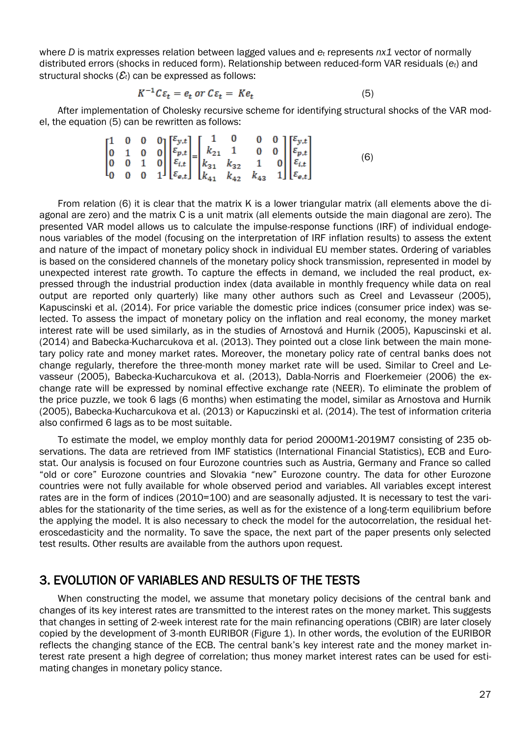where *D* is matrix expresses relation between lagged values and $e_t$ represents *nx1* vector of normally distributed errors (shocks in reduced form). Relationship between reduced-form VAR residuals ($e_t$) and structural shocks ($\mathcal{E}_t$) can be expressed as follows:

$$K^{-1}C\varepsilon_t = e_t \text{ or } C\varepsilon_t = Ke_t \tag{5}$$

After implementation of Cholesky recursive scheme for identifying structural shocks of the VAR model, the equation (5) can be rewritten as follows:

$$\begin{bmatrix} 1 & 0 & 0 & 0 \\ 0 & 1 & 0 & 0 \\ 0 & 0 & 1 & 0 \\ 0 & 0 & 0 & 1 \end{bmatrix} \begin{bmatrix} \varepsilon_{y,t} \\ \varepsilon_{p,t} \\ \varepsilon_{i,t} \\ \varepsilon_{e,t} \end{bmatrix} = \begin{bmatrix} 1 & 0 & 0 & 0 \\ k_{21} & 1 & 0 & 0 \\ k_{31} & k_{32} & 1 & 0 \\ k_{41} & k_{42} & k_{43} & 1 \end{bmatrix} \begin{bmatrix} \varepsilon_{y,t} \\ \varepsilon_{p,t} \\ \varepsilon_{i,t} \\ \varepsilon_{e,t} \end{bmatrix} \tag{6}$$

From relation (6) it is clear that the matrix K is a lower triangular matrix (all elements above the diagonal are zero) and the matrix C is a unit matrix (all elements outside the main diagonal are zero). The presented VAR model allows us to calculate the impulse-response functions (IRF) of individual endogenous variables of the model (focusing on the interpretation of IRF inflation results) to assess the extent and nature of the impact of monetary policy shock in individual EU member states. Ordering of variables is based on the considered channels of the monetary policy shock transmission, represented in model by unexpected interest rate growth. To capture the effects in demand, we included the real product, expressed through the industrial production index (data available in monthly frequency while data on real output are reported only quarterly) like many other authors such as Creel and Levasseur (2005), Kapuscinski et al. (2014). For price variable the domestic price indices (consumer price index) was selected. To assess the impact of monetary policy on the inflation and real economy, the money market interest rate will be used similarly, as in the studies of Arnostová and Hurnik (2005), Kapuscinski et al. (2014) and Babecka-Kucharcukova et al. (2013). They pointed out a close link between the main monetary policy rate and money market rates. Moreover, the monetary policy rate of central banks does not change regularly, therefore the three-month money market rate will be used. Similar to Creel and Levasseur (2005), Babecka-Kucharcukova et al. (2013), Dabla-Norris and Floerkemeier (2006) the exchange rate will be expressed by nominal effective exchange rate (NEER). To eliminate the problem of the price puzzle, we took 6 lags (6 months) when estimating the model, similar as Arnostova and Hurnik (2005), Babecka-Kucharcukova et al. (2013) or Kapuczinski et al. (2014). The test of information criteria also confirmed 6 lags as to be most suitable.

To estimate the model, we employ monthly data for period 2000M1-2019M7 consisting of 235 observations. The data are retrieved from IMF statistics (International Financial Statistics), ECB and Eurostat. Our analysis is focused on four Eurozone countries such as Austria, Germany and France so called "old or core" Eurozone countries and Slovakia "new" Eurozone country. The data for other Eurozone countries were not fully available for whole observed period and variables. All variables except interest rates are in the form of indices (2010=100) and are seasonally adjusted. It is necessary to test the variables for the stationarity of the time series, as well as for the existence of a long-term equilibrium before the applying the model. It is also necessary to check the model for the autocorrelation, the residual heteroscedasticity and the normality. To save the space, the next part of the paper presents only selected test results. Other results are available from the authors upon request.

## 3. EVOLUTION OF VARIABLES AND RESULTS OF THE TESTS

When constructing the model, we assume that monetary policy decisions of the central bank and changes of its key interest rates are transmitted to the interest rates on the money market. This suggests that changes in setting of 2-week interest rate for the main refinancing operations (CBIR) are later closely copied by the development of 3-month EURIBOR (Figure 1). In other words, the evolution of the EURIBOR reflects the changing stance of the ECB. The central bank's key interest rate and the money market interest rate present a high degree of correlation; thus money market interest rates can be used for estimating changes in monetary policy stance.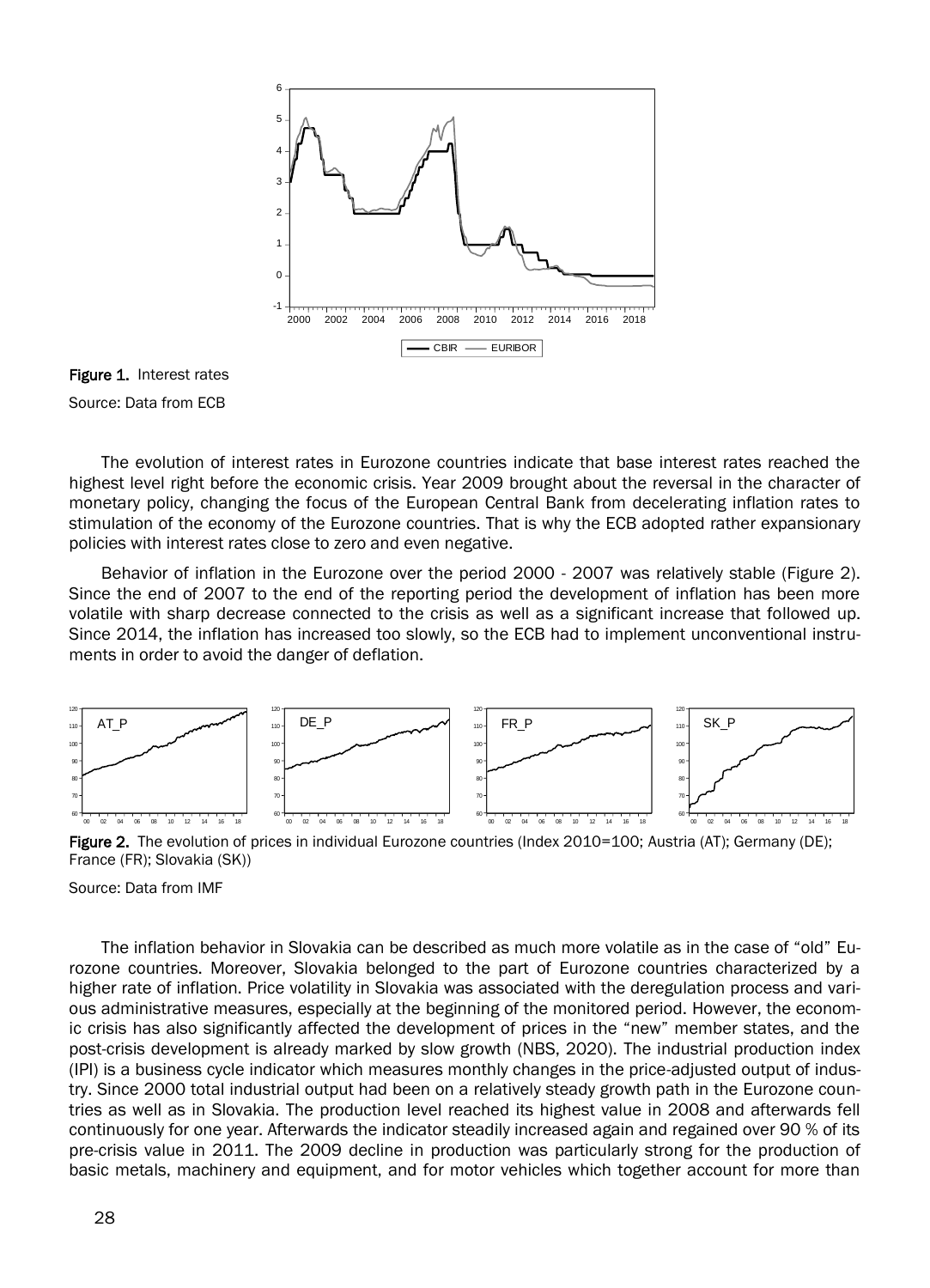Figure 1. Interest rates

Source: Data from ECB

The evolution of interest rates in Eurozone countries indicate that base interest rates reached the highest level right before the economic crisis. Year 2009 brought about the reversal in the character of monetary policy, changing the focus of the European Central Bank from decelerating inflation rates to stimulation of the economy of the Eurozone countries. That is why the ECB adopted rather expansionary policies with interest rates close to zero and even negative.

Behavior of inflation in the Eurozone over the period 2000 - 2007 was relatively stable (Figure 2). Since the end of 2007 to the end of the reporting period the development of inflation has been more volatile with sharp decrease connected to the crisis as well as a significant increase that followed up. Since 2014, the inflation has increased too slowly, so the ECB had to implement unconventional instruments in order to avoid the danger of deflation.

Figure 2. The evolution of prices in individual Eurozone countries (Index 2010=100; Austria (AT); Germany (DE); France (FR); Slovakia (SK))

Source: Data from IMF

The inflation behavior in Slovakia can be described as much more volatile as in the case of "old" Eurozone countries. Moreover, Slovakia belonged to the part of Eurozone countries characterized by a higher rate of inflation. Price volatility in Slovakia was associated with the deregulation process and various administrative measures, especially at the beginning of the monitored period. However, the economic crisis has also significantly affected the development of prices in the "new" member states, and the post-crisis development is already marked by slow growth (NBS, 2020). The industrial production index (IPI) is a business cycle indicator which measures monthly changes in the price-adjusted output of industry. Since 2000 total industrial output had been on a relatively steady growth path in the Eurozone countries as well as in Slovakia. The production level reached its highest value in 2008 and afterwards fell continuously for one year. Afterwards the indicator steadily increased again and regained over 90 % of its pre-crisis value in 2011. The 2009 decline in production was particularly strong for the production of basic metals, machinery and equipment, and for motor vehicles which together account for more than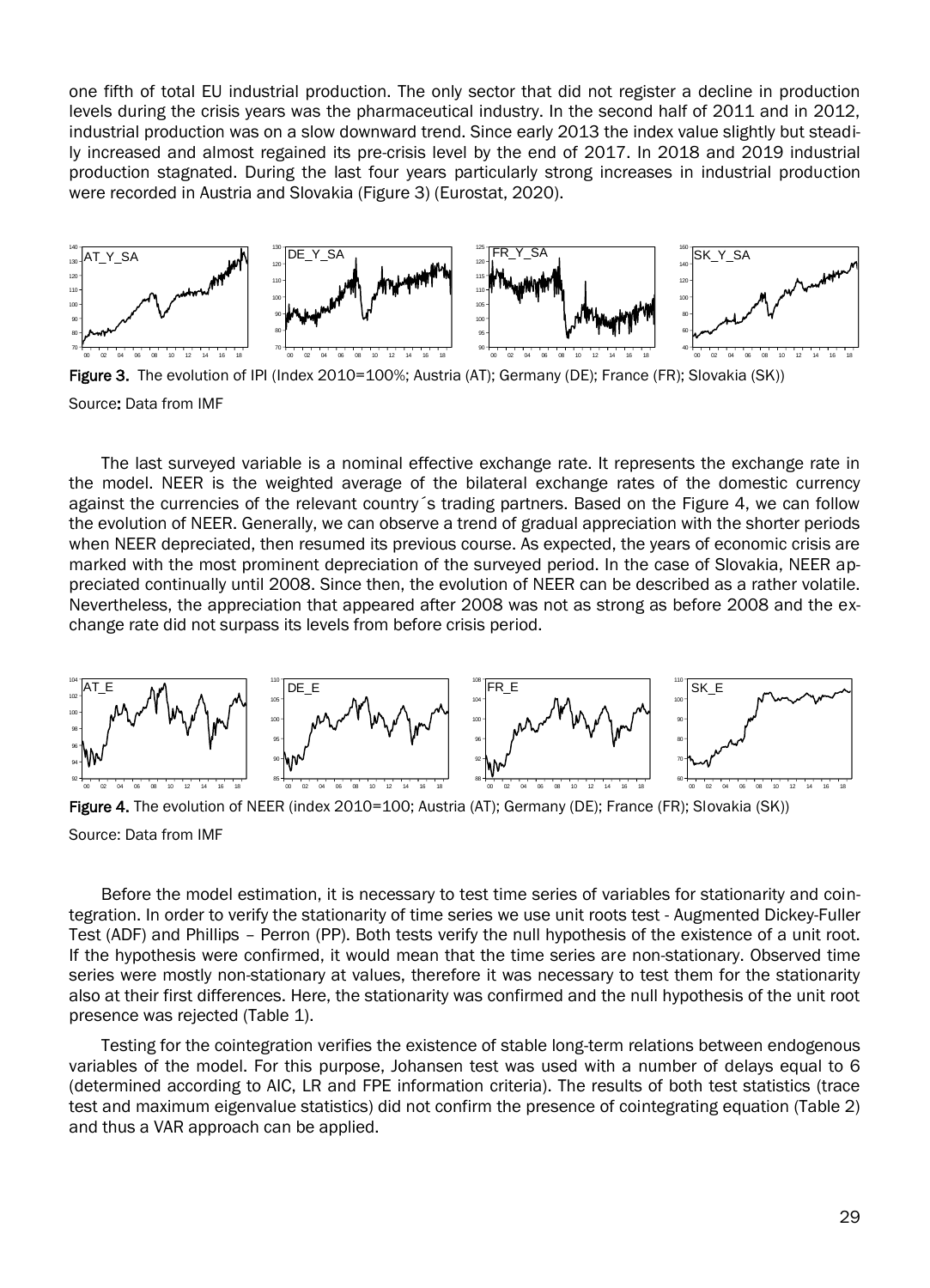one fifth of total EU industrial production. The only sector that did not register a decline in production levels during the crisis years was the pharmaceutical industry. In the second half of 2011 and in 2012, industrial production was on a slow downward trend. Since early 2013 the index value slightly but steadily increased and almost regained its pre-crisis level by the end of 2017. In 2018 and 2019 industrial production stagnated. During the last four years particularly strong increases in industrial production were recorded in Austria and Slovakia (Figure 3) (Eurostat, 2020).

**Figure 3.** The evolution of IPI (Index 2010=100%; Austria (AT); Germany (DE); France (FR); Slovakia (SK))

Source: Data from IMF

The last surveyed variable is a nominal effective exchange rate. It represents the exchange rate in the model. NEER is the weighted average of the bilateral exchange rates of the domestic currency against the currencies of the relevant country´s trading partners. Based on the Figure 4, we can follow the evolution of NEER. Generally, we can observe a trend of gradual appreciation with the shorter periods when NEER depreciated, then resumed its previous course. As expected, the years of economic crisis are marked with the most prominent depreciation of the surveyed period. In the case of Slovakia, NEER appreciated continually until 2008. Since then, the evolution of NEER can be described as a rather volatile. Nevertheless, the appreciation that appeared after 2008 was not as strong as before 2008 and the exchange rate did not surpass its levels from before crisis period.

**Figure 4.** The evolution of NEER (index 2010=100; Austria (AT); Germany (DE); France (FR); Slovakia (SK))

Source: Data from IMF

Before the model estimation, it is necessary to test time series of variables for stationarity and cointegration. In order to verify the stationarity of time series we use unit roots test - Augmented Dickey-Fuller Test (ADF) and Phillips – Perron (PP). Both tests verify the null hypothesis of the existence of a unit root. If the hypothesis were confirmed, it would mean that the time series are non-stationary. Observed time series were mostly non-stationary at values, therefore it was necessary to test them for the stationarity also at their first differences. Here, the stationarity was confirmed and the null hypothesis of the unit root presence was rejected (Table 1).

Testing for the cointegration verifies the existence of stable long-term relations between endogenous variables of the model. For this purpose, Johansen test was used with a number of delays equal to 6 (determined according to AIC, LR and FPE information criteria). The results of both test statistics (trace test and maximum eigenvalue statistics) did not confirm the presence of cointegrating equation (Table 2) and thus a VAR approach can be applied.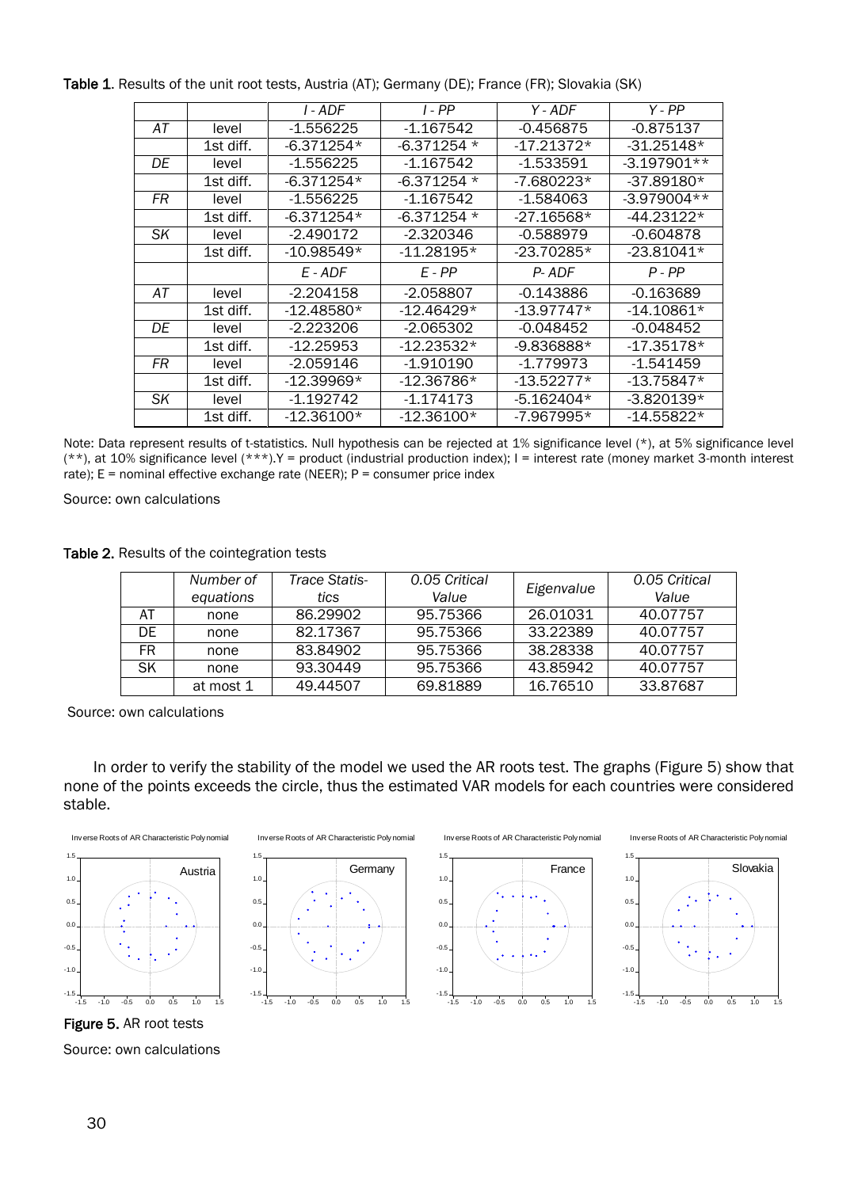**Table 1**. Results of the unit root tests, Austria (AT); Germany (DE); France (FR); Slovakia (SK)

| | | *I - ADF* | *I - PP* | *Y - ADF* | *Y - PP* |
|---|---|---|---|---|---|
| *AT* | level | -1.556225 | -1.167542 | -0.456875 | -0.875137 |
| | 1st diff. | -6.371254* | -6.371254 * | -17.21372* | -31.25148* |
| *DE* | level | -1.556225 | -1.167542 | -1.533591 | -3.197901** |
| | 1st diff. | -6.371254* | -6.371254 * | -7.680223* | -37.89180* |
| *FR* | level | -1.556225 | -1.167542 | -1.584063 | -3.979004** |
| | 1st diff. | -6.371254* | -6.371254 * | -27.16568* | -44.23122* |
| *SK* | level | -2.490172 | -2.320346 | -0.588979 | -0.604878 |
| | 1st diff. | -10.98549* | -11.28195* | -23.70285* | -23.81041* |
| | | *E - ADF* | *E - PP* | *P- ADF* | *P - PP* |
| *AT* | level | -2.204158 | -2.058807 | -0.143886 | -0.163689 |
| | 1st diff. | -12.48580* | -12.46429* | -13.97747* | -14.10861* |
| *DE* | level | -2.223206 | -2.065302 | -0.048452 | -0.048452 |
| | 1st diff. | -12.25953 | -12.23532* | -9.836888* | -17.35178* |
| *FR* | level | -2.059146 | -1.910190 | -1.779973 | -1.541459 |
| | 1st diff. | -12.39969* | -12.36786* | -13.52277* | -13.75847* |
| *SK* | level | -1.192742 | -1.174173 | -5.162404* | -3.820139* |
| | 1st diff. | -12.36100* | -12.36100* | -7.967995* | -14.55822* |

Note: Data represent results of t-statistics. Null hypothesis can be rejected at 1% significance level (*), at 5% significance level (**), at 10% significance level (***).Y = product (industrial production index); I = interest rate (money market 3-month interest rate); E = nominal effective exchange rate (NEER); P = consumer price index

Source: own calculations

**Table 2.** Results of the cointegration tests

| | *Number of equations* | *Trace Statistics* | *0.05 Critical Value* | *Eigenvalue* | *0.05 Critical Value* |
|---|---|---|---|---|---|
| AT | none | 86.29902 | 95.75366 | 26.01031 | 40.07757 |
| DE | none | 82.17367 | 95.75366 | 33.22389 | 40.07757 |
| FR | none | 83.84902 | 95.75366 | 38.28338 | 40.07757 |
| SK | none | 93.30449 | 95.75366 | 43.85942 | 40.07757 |
| | at most 1 | 49.44507 | 69.81889 | 16.76510 | 33.87687 |

Source: own calculations

In order to verify the stability of the model we used the AR roots test. The graphs (Figure 5) show that none of the points exceeds the circle, thus the estimated VAR models for each countries were considered stable.

**Figure 5.** AR root tests

Source: own calculations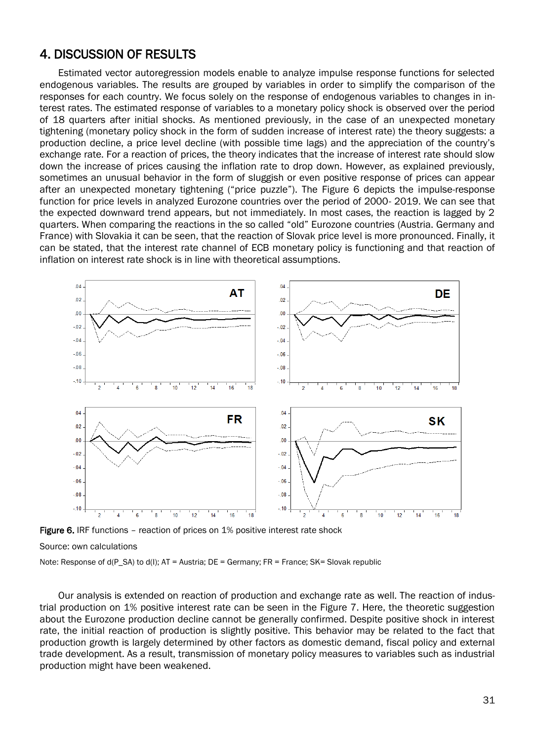## 4. DISCUSSION OF RESULTS

Estimated vector autoregression models enable to analyze impulse response functions for selected endogenous variables. The results are grouped by variables in order to simplify the comparison of the responses for each country. We focus solely on the response of endogenous variables to changes in interest rates. The estimated response of variables to a monetary policy shock is observed over the period of 18 quarters after initial shocks. As mentioned previously, in the case of an unexpected monetary tightening (monetary policy shock in the form of sudden increase of interest rate) the theory suggests: a production decline, a price level decline (with possible time lags) and the appreciation of the country's exchange rate. For a reaction of prices, the theory indicates that the increase of interest rate should slow down the increase of prices causing the inflation rate to drop down. However, as explained previously, sometimes an unusual behavior in the form of sluggish or even positive response of prices can appear after an unexpected monetary tightening ("price puzzle"). The Figure 6 depicts the impulse-response function for price levels in analyzed Eurozone countries over the period of 2000- 2019. We can see that the expected downward trend appears, but not immediately. In most cases, the reaction is lagged by 2 quarters. When comparing the reactions in the so called "old" Eurozone countries (Austria. Germany and France) with Slovakia it can be seen, that the reaction of Slovak price level is more pronounced. Finally, it can be stated, that the interest rate channel of ECB monetary policy is functioning and that reaction of inflation on interest rate shock is in line with theoretical assumptions.

**Figure 6.** IRF functions – reaction of prices on 1% positive interest rate shock

Source: own calculations

Note: Response of d(P_SA) to d(I); AT = Austria; DE = Germany; FR = France; SK= Slovak republic

Our analysis is extended on reaction of production and exchange rate as well. The reaction of industrial production on 1% positive interest rate can be seen in the Figure 7. Here, the theoretic suggestion about the Eurozone production decline cannot be generally confirmed. Despite positive shock in interest rate, the initial reaction of production is slightly positive. This behavior may be related to the fact that production growth is largely determined by other factors as domestic demand, fiscal policy and external trade development. As a result, transmission of monetary policy measures to variables such as industrial production might have been weakened.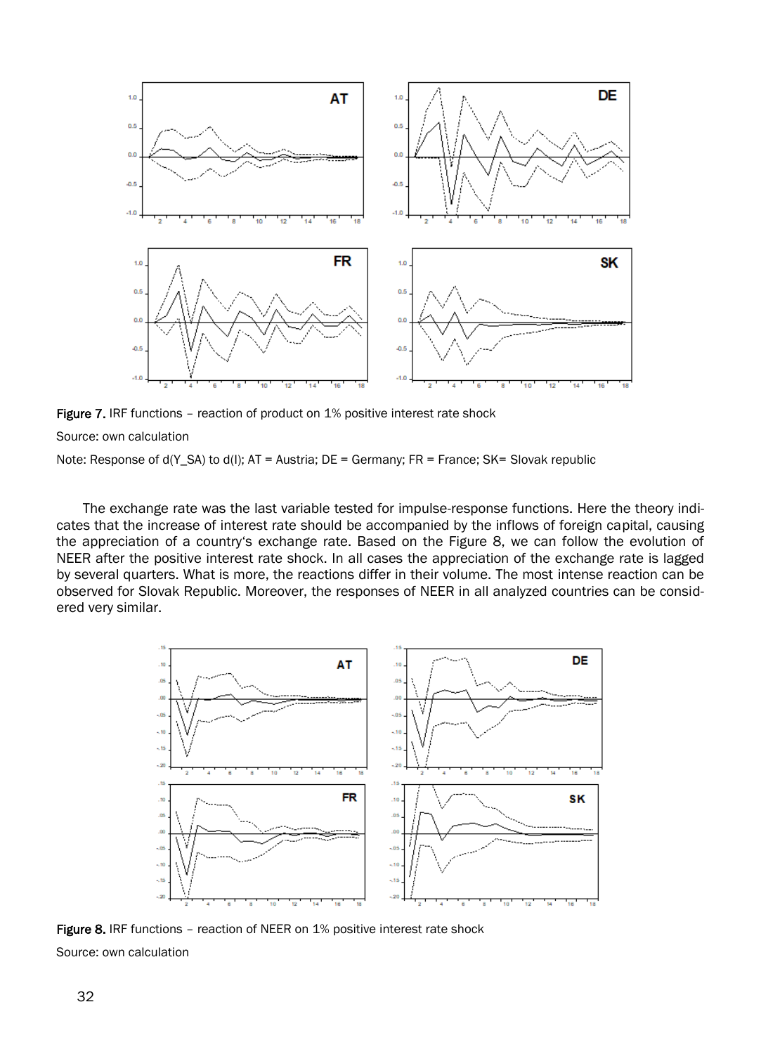Figure 7. IRF functions – reaction of product on 1% positive interest rate shock

Source: own calculation

Note: Response of d(Y_SA) to d(I); AT = Austria; DE = Germany; FR = France; SK= Slovak republic

The exchange rate was the last variable tested for impulse-response functions. Here the theory indicates that the increase of interest rate should be accompanied by the inflows of foreign capital, causing the appreciation of a country's exchange rate. Based on the Figure 8, we can follow the evolution of NEER after the positive interest rate shock. In all cases the appreciation of the exchange rate is lagged by several quarters. What is more, the reactions differ in their volume. The most intense reaction can be observed for Slovak Republic. Moreover, the responses of NEER in all analyzed countries can be considered very similar.

Figure 8. IRF functions – reaction of NEER on 1% positive interest rate shock

Source: own calculation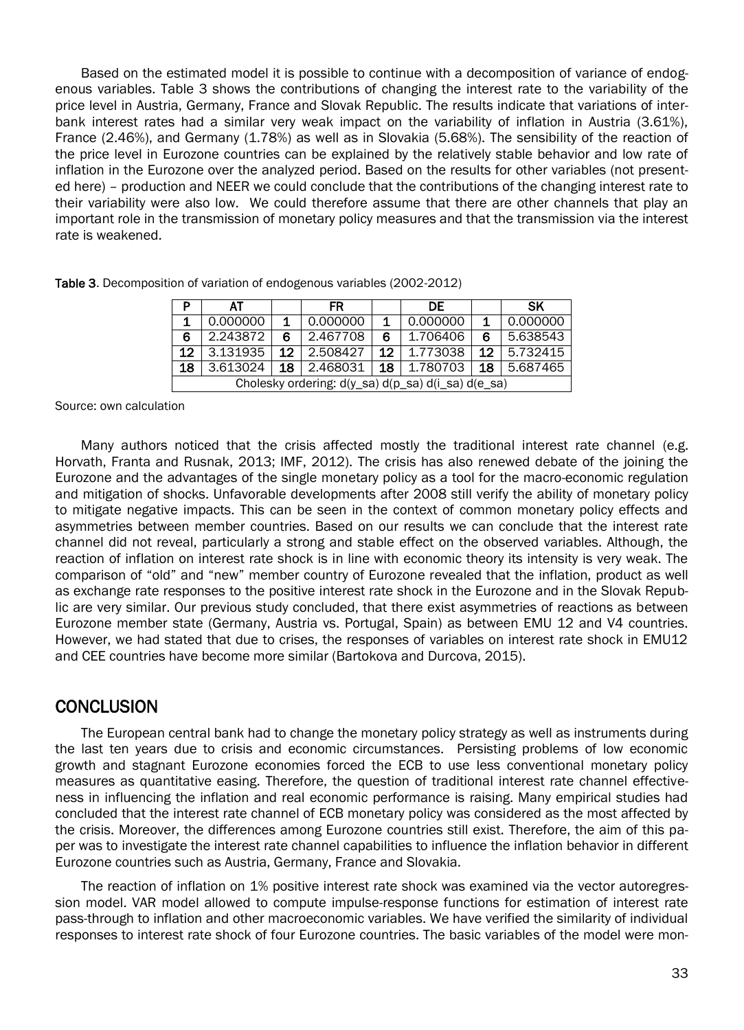Based on the estimated model it is possible to continue with a decomposition of variance of endogenous variables. Table 3 shows the contributions of changing the interest rate to the variability of the price level in Austria, Germany, France and Slovak Republic. The results indicate that variations of interbank interest rates had a similar very weak impact on the variability of inflation in Austria (3.61%), France (2.46%), and Germany (1.78%) as well as in Slovakia (5.68%). The sensibility of the reaction of the price level in Eurozone countries can be explained by the relatively stable behavior and low rate of inflation in the Eurozone over the analyzed period. Based on the results for other variables (not presented here) – production and NEER we could conclude that the contributions of the changing interest rate to their variability were also low. We could therefore assume that there are other channels that play an important role in the transmission of monetary policy measures and that the transmission via the interest rate is weakened.

**Table 3**. Decomposition of variation of endogenous variables (2002-2012)

| P | AT | | FR | | DE | | SK |
|---|---|---|---|---|---|---|---|
| 1 | 0.000000 | 1 | 0.000000 | 1 | 0.000000 | 1 | 0.000000 |
| 6 | 2.243872 | 6 | 2.467708 | 6 | 1.706406 | 6 | 5.638543 |
| 12 | 3.131935 | 12 | 2.508427 | 12 | 1.773038 | 12 | 5.732415 |
| 18 | 3.613024 | 18 | 2.468031 | 18 | 1.780703 | 18 | 5.687465 |
| Cholesky ordering: d(y_sa) d(p_sa) d(i_sa) d(e_sa) | | | | | | | |

Source: own calculation

Many authors noticed that the crisis affected mostly the traditional interest rate channel (e.g. Horvath, Franta and Rusnak, 2013; IMF, 2012). The crisis has also renewed debate of the joining the Eurozone and the advantages of the single monetary policy as a tool for the macro-economic regulation and mitigation of shocks. Unfavorable developments after 2008 still verify the ability of monetary policy to mitigate negative impacts. This can be seen in the context of common monetary policy effects and asymmetries between member countries. Based on our results we can conclude that the interest rate channel did not reveal, particularly a strong and stable effect on the observed variables. Although, the reaction of inflation on interest rate shock is in line with economic theory its intensity is very weak. The comparison of "old" and "new" member country of Eurozone revealed that the inflation, product as well as exchange rate responses to the positive interest rate shock in the Eurozone and in the Slovak Republic are very similar. Our previous study concluded, that there exist asymmetries of reactions as between Eurozone member state (Germany, Austria vs. Portugal, Spain) as between EMU 12 and V4 countries. However, we had stated that due to crises, the responses of variables on interest rate shock in EMU12 and CEE countries have become more similar (Bartokova and Durcova, 2015).

## CONCLUSION

The European central bank had to change the monetary policy strategy as well as instruments during the last ten years due to crisis and economic circumstances. Persisting problems of low economic growth and stagnant Eurozone economies forced the ECB to use less conventional monetary policy measures as quantitative easing. Therefore, the question of traditional interest rate channel effectiveness in influencing the inflation and real economic performance is raising. Many empirical studies had concluded that the interest rate channel of ECB monetary policy was considered as the most affected by the crisis. Moreover, the differences among Eurozone countries still exist. Therefore, the aim of this paper was to investigate the interest rate channel capabilities to influence the inflation behavior in different Eurozone countries such as Austria, Germany, France and Slovakia.

The reaction of inflation on 1% positive interest rate shock was examined via the vector autoregression model. VAR model allowed to compute impulse-response functions for estimation of interest rate pass-through to inflation and other macroeconomic variables. We have verified the similarity of individual responses to interest rate shock of four Eurozone countries. The basic variables of the model were mon-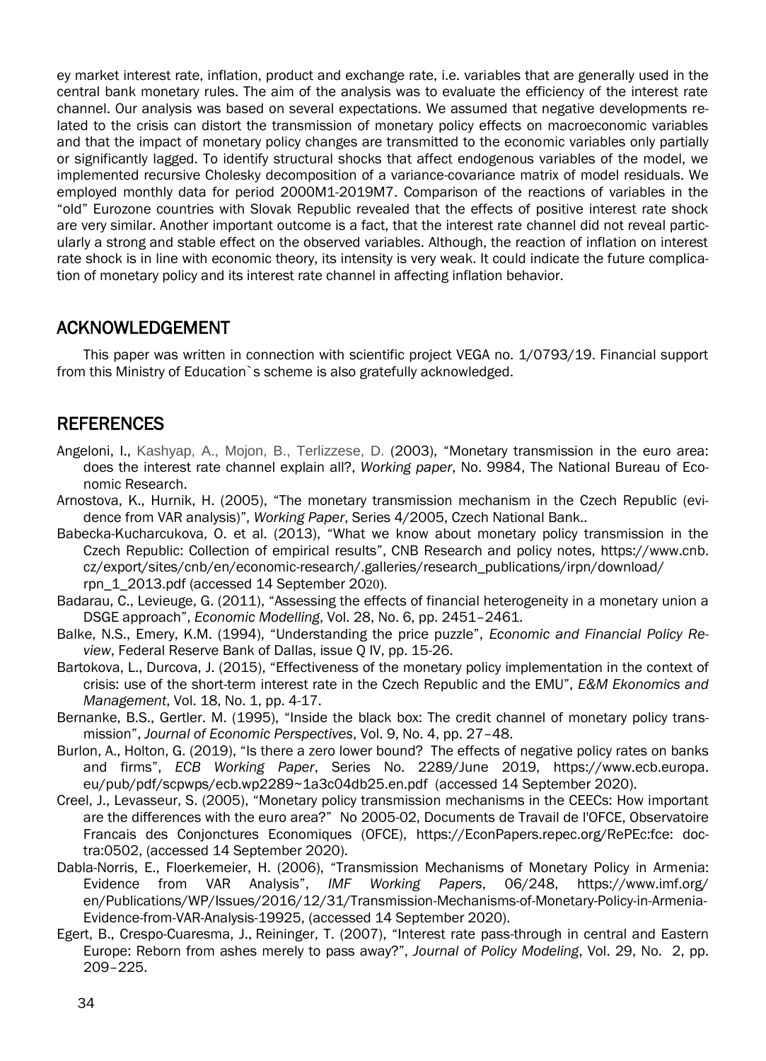ey market interest rate, inflation, product and exchange rate, i.e. variables that are generally used in the central bank monetary rules. The aim of the analysis was to evaluate the efficiency of the interest rate channel. Our analysis was based on several expectations. We assumed that negative developments related to the crisis can distort the transmission of monetary policy effects on macroeconomic variables and that the impact of monetary policy changes are transmitted to the economic variables only partially or significantly lagged. To identify structural shocks that affect endogenous variables of the model, we implemented recursive Cholesky decomposition of a variance-covariance matrix of model residuals. We employed monthly data for period 2000M1-2019M7. Comparison of the reactions of variables in the "old" Eurozone countries with Slovak Republic revealed that the effects of positive interest rate shock are very similar. Another important outcome is a fact, that the interest rate channel did not reveal particularly a strong and stable effect on the observed variables. Although, the reaction of inflation on interest rate shock is in line with economic theory, its intensity is very weak. It could indicate the future complication of monetary policy and its interest rate channel in affecting inflation behavior.

## ACKNOWLEDGEMENT

This paper was written in connection with scientific project VEGA no. 1/0793/19. Financial support from this Ministry of Education`s scheme is also gratefully acknowledged.

## REFERENCES

Angeloni, I., Kashyap, A., Mojon, B., Terlizzese, D. (2003), "Monetary transmission in the euro area: does the interest rate channel explain all?, *Working paper*, No. 9984, The National Bureau of Economic Research.

Arnostova, K., Hurnik, H. (2005), "The monetary transmission mechanism in the Czech Republic (evidence from VAR analysis)", *Working Paper*, Series 4/2005, Czech National Bank..

Babecka-Kucharcukova, O. et al. (2013), "What we know about monetary policy transmission in the Czech Republic: Collection of empirical results", CNB Research and policy notes, https://www.cnb.cz/export/sites/cnb/en/economic-research/.galleries/research_publications/irpn/download/rpn_1_2013.pdf (accessed 14 September 2020).

Badarau, C., Levieuge, G. (2011), "Assessing the effects of financial heterogeneity in a monetary union a DSGE approach", *Economic Modelling*, Vol. 28, No. 6, pp. 2451–2461.

Balke, N.S., Emery, K.M. (1994), "Understanding the price puzzle", *Economic and Financial Policy Review*, Federal Reserve Bank of Dallas, issue Q IV, pp. 15-26.

Bartokova, L., Durcova, J. (2015), "Effectiveness of the monetary policy implementation in the context of crisis: use of the short-term interest rate in the Czech Republic and the EMU", *E&M Ekonomics and Management*, Vol. 18, No. 1, pp. 4-17.

Bernanke, B.S., Gertler. M. (1995), "Inside the black box: The credit channel of monetary policy transmission", *Journal of Economic Perspectives*, Vol. 9, No. 4, pp. 27–48.

Burlon, A., Holton, G. (2019), "Is there a zero lower bound? The effects of negative policy rates on banks and firms", *ECB Working Paper*, Series No. 2289/June 2019, https://www.ecb.europa.eu/pub/pdf/scpwps/ecb.wp2289~1a3c04db25.en.pdf (accessed 14 September 2020).

Creel, J., Levasseur, S. (2005), "Monetary policy transmission mechanisms in the CEECs: How important are the differences with the euro area?" No 2005-02, Documents de Travail de l'OFCE, Observatoire Francais des Conjonctures Economiques (OFCE), https://EconPapers.repec.org/RePEc:fce:doctra:0502, (accessed 14 September 2020).

Dabla-Norris, E., Floerkemeier, H. (2006), "Transmission Mechanisms of Monetary Policy in Armenia: Evidence from VAR Analysis", *IMF Working Papers*, 06/248, https://www.imf.org/en/Publications/WP/Issues/2016/12/31/Transmission-Mechanisms-of-Monetary-Policy-in-Armenia-Evidence-from-VAR-Analysis-19925, (accessed 14 September 2020).

Egert, B., Crespo-Cuaresma, J., Reininger, T. (2007), "Interest rate pass-through in central and Eastern Europe: Reborn from ashes merely to pass away?", *Journal of Policy Modeling*, Vol. 29, No. 2, pp. 209–225.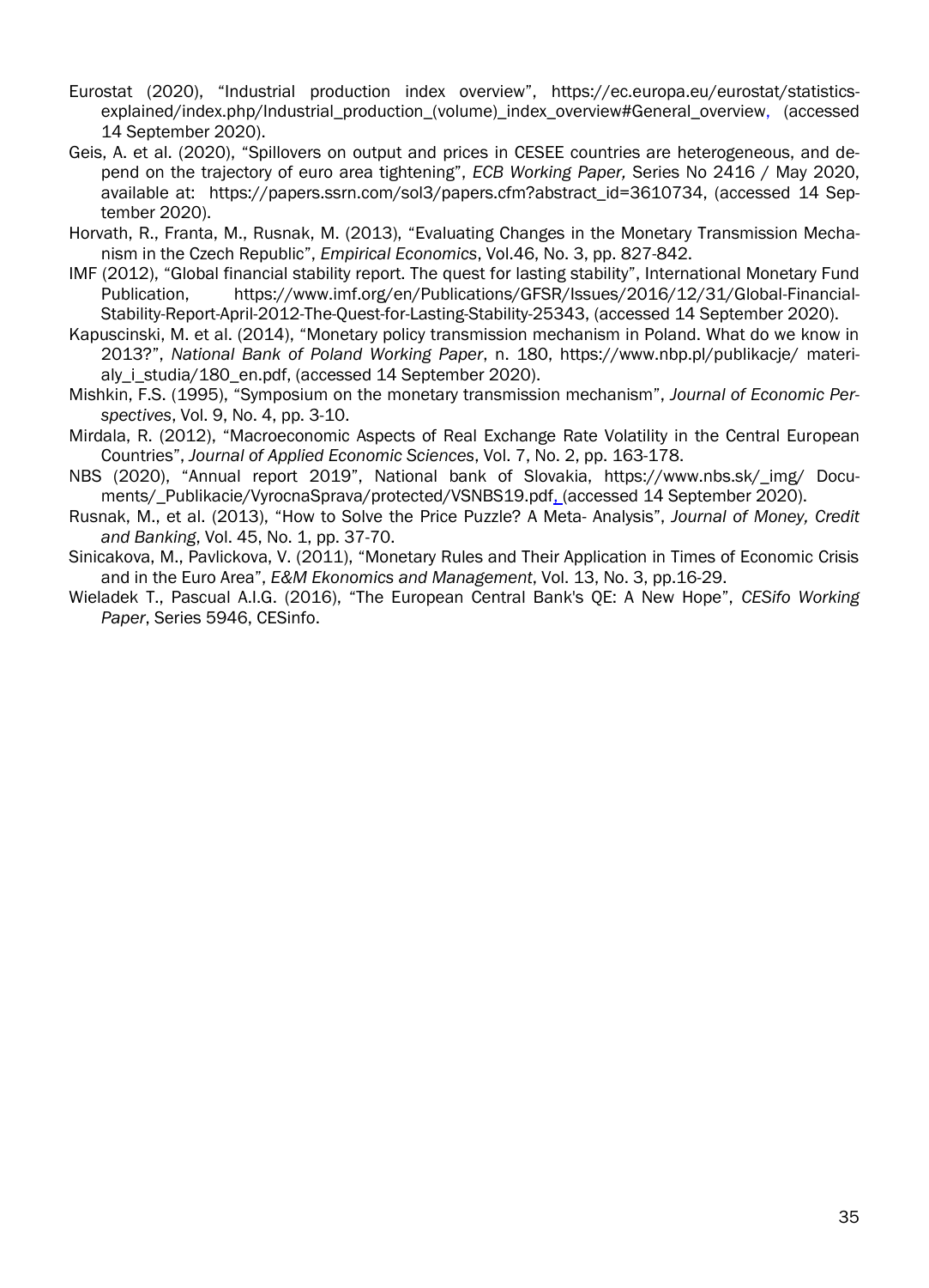Eurostat (2020), "Industrial production index overview", https://ec.europa.eu/eurostat/statistics-explained/index.php/Industrial_production_(volume)_index_overview#General_overview, (accessed 14 September 2020).

Geis, A. et al. (2020), "Spillovers on output and prices in CESEE countries are heterogeneous, and depend on the trajectory of euro area tightening", *ECB Working Paper,* Series No 2416 / May 2020, available at: https://papers.ssrn.com/sol3/papers.cfm?abstract_id=3610734, (accessed 14 September 2020).

Horvath, R., Franta, M., Rusnak, M. (2013), "Evaluating Changes in the Monetary Transmission Mechanism in the Czech Republic", *Empirical Economics*, Vol.46, No. 3, pp. 827-842.

IMF (2012), "Global financial stability report. The quest for lasting stability", International Monetary Fund Publication, https://www.imf.org/en/Publications/GFSR/Issues/2016/12/31/Global-Financial-Stability-Report-April-2012-The-Quest-for-Lasting-Stability-25343, (accessed 14 September 2020).

Kapuscinski, M. et al. (2014), "Monetary policy transmission mechanism in Poland. What do we know in 2013?", *National Bank of Poland Working Paper*, n. 180, https://www.nbp.pl/publikacje/ materialy_i_studia/180_en.pdf, (accessed 14 September 2020).

Mishkin, F.S. (1995), "Symposium on the monetary transmission mechanism", *Journal of Economic Perspectives*, Vol. 9, No. 4, pp. 3-10.

Mirdala, R. (2012), "Macroeconomic Aspects of Real Exchange Rate Volatility in the Central European Countries", *Journal of Applied Economic Sciences*, Vol. 7, No. 2, pp. 163-178.

NBS (2020), "Annual report 2019", National bank of Slovakia, https://www.nbs.sk/_img/ Documents/_Publikacie/VyrocnaSprava/protected/VSNBS19.pdf, (accessed 14 September 2020).

Rusnak, M., et al. (2013), "How to Solve the Price Puzzle? A Meta- Analysis", *Journal of Money, Credit and Banking*, Vol. 45, No. 1, pp. 37-70.

Sinicakova, M., Pavlickova, V. (2011), "Monetary Rules and Their Application in Times of Economic Crisis and in the Euro Area", *E&M Ekonomics and Management*, Vol. 13, No. 3, pp.16-29.

Wieladek T., Pascual A.I.G. (2016), "The European Central Bank's QE: A New Hope", *CESifo Working Paper*, Series 5946, CESinfo.